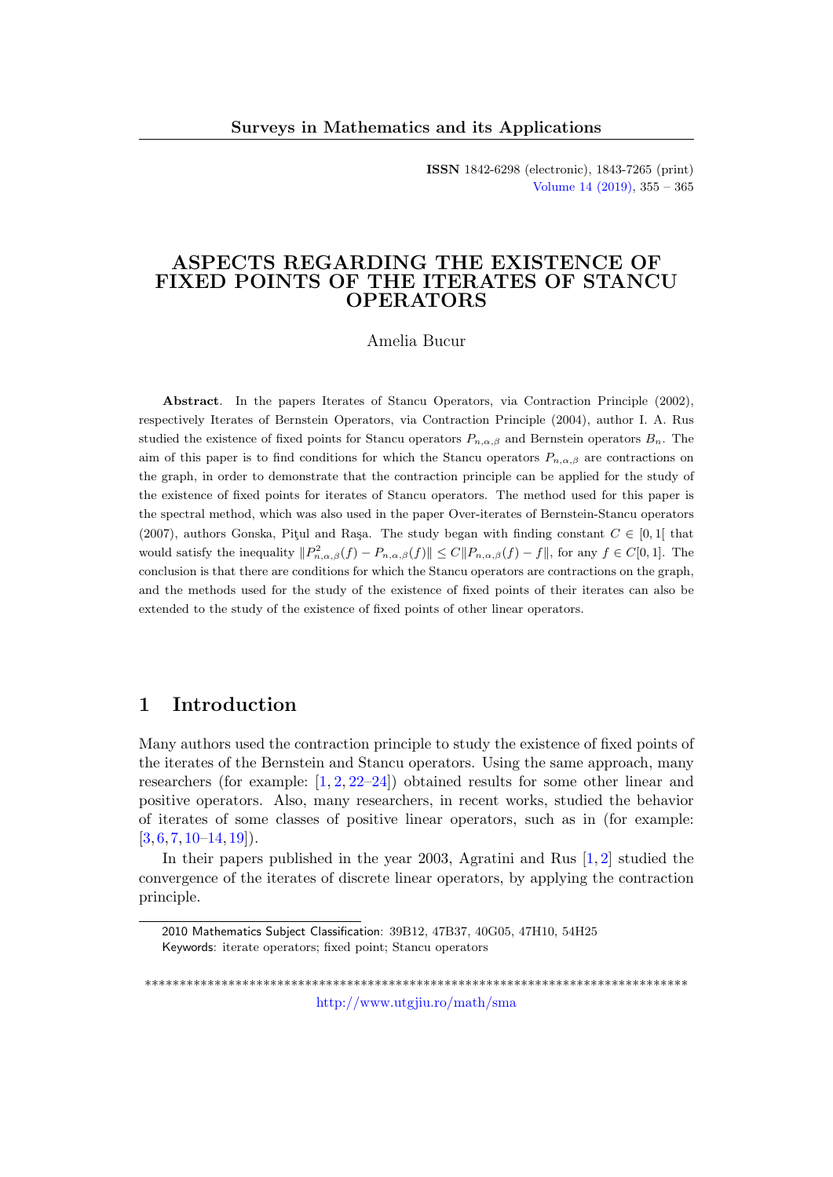# ASPECTS REGARDING THE EXISTENCE OF FIXED POINTS OF THE ITERATES OF STANCU OPERATORS

Amelia Bucur

**Abstract**. In the papers Iterates of Stancu Operators, via Contraction Principle (2002), respectively Iterates of Bernstein Operators, via Contraction Principle (2004), author I. A. Rus studied the existence of fixed points for Stancu operators $P_{n,\alpha,\beta}$ and Bernstein operators $B_n$. The aim of this paper is to find conditions for which the Stancu operators $P_{n,\alpha,\beta}$ are contractions on the graph, in order to demonstrate that the contraction principle can be applied for the study of the existence of fixed points for iterates of Stancu operators. The method used for this paper is the spectral method, which was also used in the paper Over-iterates of Bernstein-Stancu operators (2007), authors Gonska, Piţul and Raşa. The study began with finding constant $C \in [0,1[$ that would satisfy the inequality $\|P^2_{n,\alpha,\beta}(f) - P_{n,\alpha,\beta}(f)\| \leq C\|P_{n,\alpha,\beta}(f) - f\|$, for any $f \in C[0,1]$. The conclusion is that there are conditions for which the Stancu operators are contractions on the graph, and the methods used for the study of the existence of fixed points of their iterates can also be extended to the study of the existence of fixed points of other linear operators.

## 1 Introduction

Many authors used the contraction principle to study the existence of fixed points of the iterates of the Bernstein and Stancu operators. Using the same approach, many researchers (for example: [1, 2, 22–24]) obtained results for some other linear and positive operators. Also, many researchers, in recent works, studied the behavior of iterates of some classes of positive linear operators, such as in (for example: [3, 6, 7, 10–14, 19]).

In their papers published in the year 2003, Agratini and Rus [1, 2] studied the convergence of the iterates of discrete linear operators, by applying the contraction principle.

2010 Mathematics Subject Classification: 39B12, 47B37, 40G05, 47H10, 54H25

Keywords: iterate operators; fixed point; Stancu operators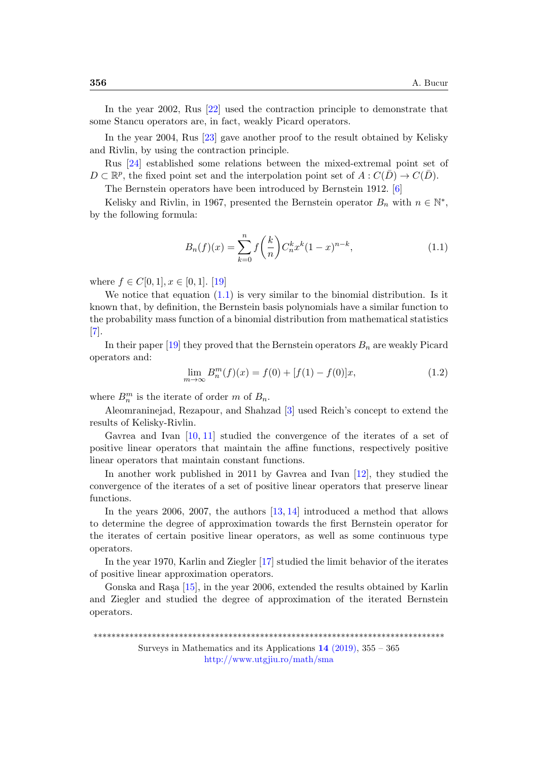In the year 2002, Rus [22] used the contraction principle to demonstrate that some Stancu operators are, in fact, weakly Picard operators.

In the year 2004, Rus [23] gave another proof to the result obtained by Kelisky and Rivlin, by using the contraction principle.

Rus [24] established some relations between the mixed-extremal point set of $D \subset \mathbb{R}^p$, the fixed point set and the interpolation point set of $A : C(\bar{D}) \to C(\bar{D})$.

The Bernstein operators have been introduced by Bernstein 1912. [6]

Kelisky and Rivlin, in 1967, presented the Bernstein operator $B_n$ with $n \in \mathbb{N}^*$, by the following formula:

$$B_n(f)(x) = \sum_{k=0}^{n} f\left(\frac{k}{n}\right) C_n^k x^k (1-x)^{n-k}, \tag{1.1}$$

where $f \in C[0,1], x \in [0,1]$. [19]

We notice that equation (1.1) is very similar to the binomial distribution. Is it known that, by definition, the Bernstein basis polynomials have a similar function to the probability mass function of a binomial distribution from mathematical statistics [7].

In their paper [19] they proved that the Bernstein operators $B_n$ are weakly Picard operators and:

$$\lim_{m \to \infty} B_n^m(f)(x) = f(0) + [f(1) - f(0)]x, \tag{1.2}$$

where $B_n^m$ is the iterate of order $m$ of $B_n$.

Aleomraninejad, Rezapour, and Shahzad [3] used Reich's concept to extend the results of Kelisky-Rivlin.

Gavrea and Ivan [10, 11] studied the convergence of the iterates of a set of positive linear operators that maintain the affine functions, respectively positive linear operators that maintain constant functions.

In another work published in 2011 by Gavrea and Ivan [12], they studied the convergence of the iterates of a set of positive linear operators that preserve linear functions.

In the years 2006, 2007, the authors [13, 14] introduced a method that allows to determine the degree of approximation towards the first Bernstein operator for the iterates of certain positive linear operators, as well as some continuous type operators.

In the year 1970, Karlin and Ziegler [17] studied the limit behavior of the iterates of positive linear approximation operators.

Gonska and Raşa [15], in the year 2006, extended the results obtained by Karlin and Ziegler and studied the degree of approximation of the iterated Bernstein operators.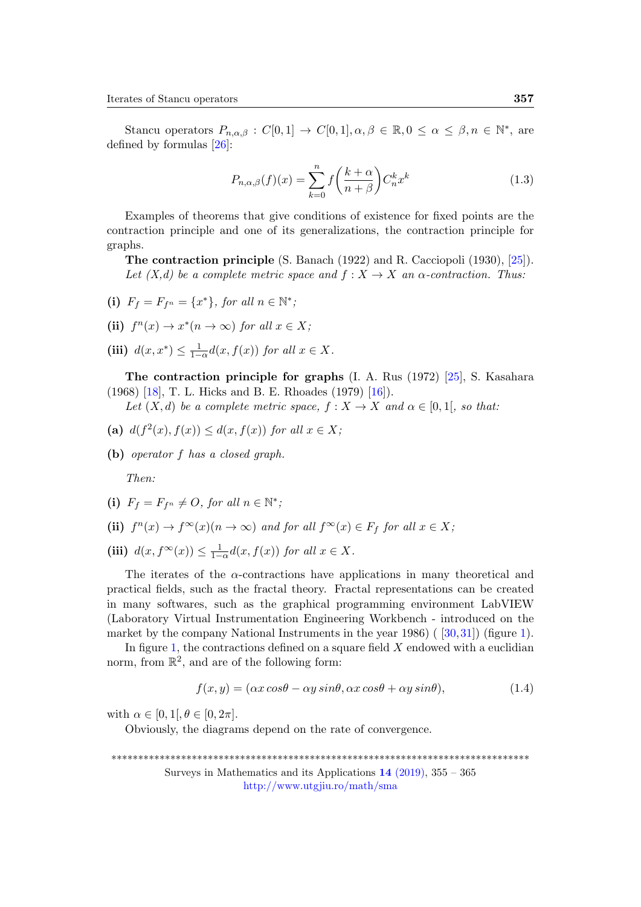Stancu operators $P_{n,\alpha,\beta} : C[0,1] \to C[0,1], \alpha, \beta \in \mathbb{R}, 0 \leq \alpha \leq \beta, n \in \mathbb{N}^*$, are defined by formulas [26]:

$$P_{n,\alpha,\beta}(f)(x) = \sum_{k=0}^{n} f\left(\frac{k+\alpha}{n+\beta}\right) C_n^k x^k \tag{1.3}$$

Examples of theorems that give conditions of existence for fixed points are the contraction principle and one of its generalizations, the contraction principle for graphs.

**The contraction principle** (S. Banach (1922) and R. Cacciopoli (1930), [25]). *Let (X,d) be a complete metric space and $f : X \to X$ an $\alpha$-contraction. Thus:*

**(i)** $F_f = F_{f^n} = \{x^*\}$, *for all* $n \in \mathbb{N}^*$;

**(ii)** $f^n(x) \to x^*(n \to \infty)$ *for all* $x \in X$;

**(iii)** $d(x, x^*) \leq \frac{1}{1-\alpha} d(x, f(x))$ *for all* $x \in X$.

**The contraction principle for graphs** (I. A. Rus (1972) [25], S. Kasahara (1968) [18], T. L. Hicks and B. E. Rhoades (1979) [16]).

*Let $(X, d)$ be a complete metric space, $f : X \to X$ and $\alpha \in [0, 1[$, so that:*

**(a)** $d(f^2(x), f(x)) \leq d(x, f(x))$ *for all* $x \in X$;

**(b)** *operator $f$ has a closed graph.*

*Then:*

**(i)** $F_f = F_{f^n} \neq O$, *for all* $n \in \mathbb{N}^*$;

**(ii)** $f^n(x) \to f^\infty(x)(n \to \infty)$ *and for all* $f^\infty(x) \in F_f$ *for all* $x \in X$;

**(iii)** $d(x, f^\infty(x)) \leq \frac{1}{1-\alpha} d(x, f(x))$ *for all* $x \in X$.

The iterates of the $\alpha$-contractions have applications in many theoretical and practical fields, such as the fractal theory. Fractal representations can be created in many softwares, such as the graphical programming environment LabVIEW (Laboratory Virtual Instrumentation Engineering Workbench - introduced on the market by the company National Instruments in the year 1986) ( [30,31]) (figure 1).

In figure 1, the contractions defined on a square field $X$ endowed with a euclidian norm, from $\mathbb{R}^2$, and are of the following form:

$$f(x, y) = (\alpha x \cos\theta - \alpha y \sin\theta, \alpha x \cos\theta + \alpha y \sin\theta), \tag{1.4}$$

with $\alpha \in [0, 1[, \theta \in [0, 2\pi]$.

Obviously, the diagrams depend on the rate of convergence.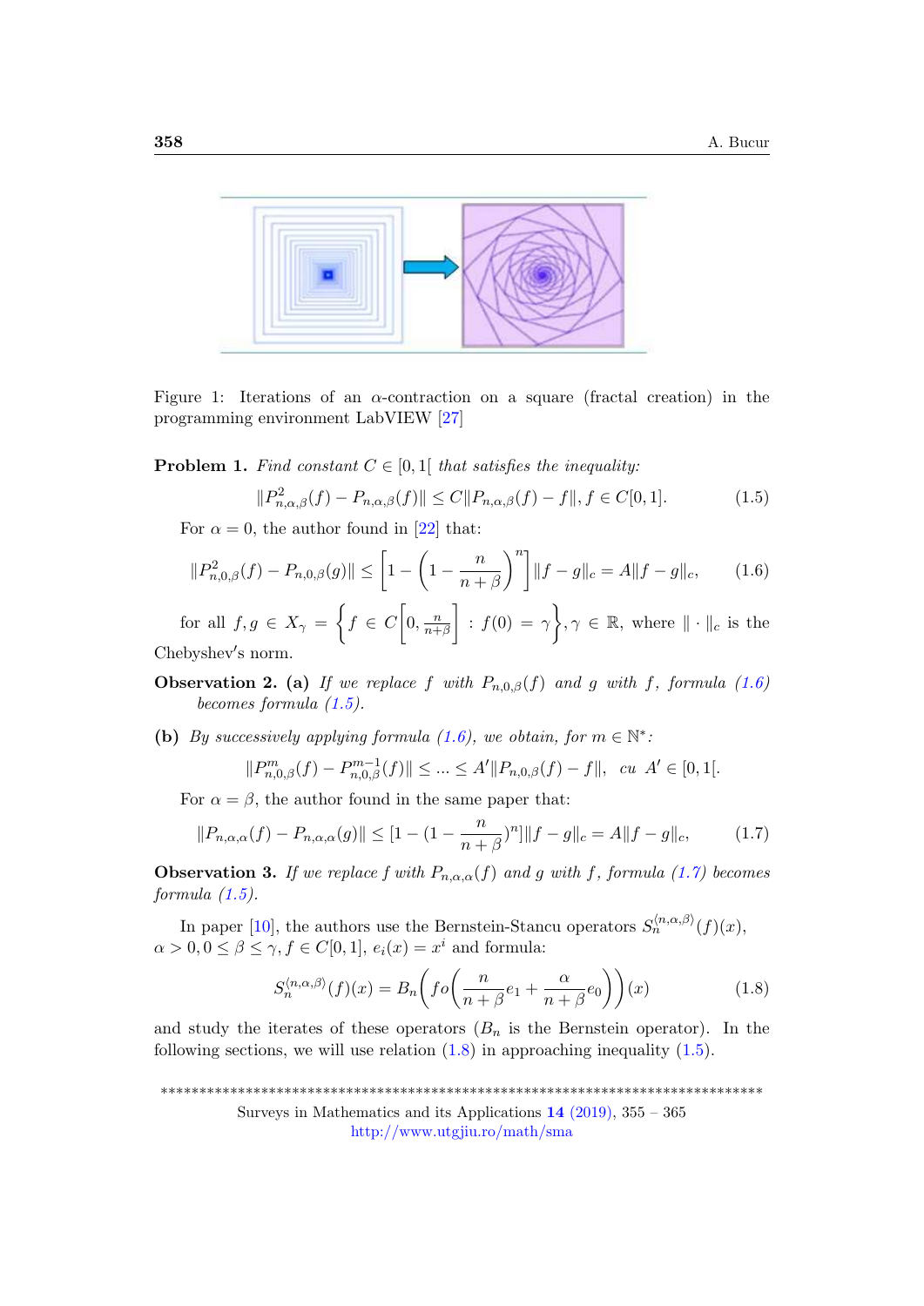Figure 1: Iterations of an $\alpha$-contraction on a square (fractal creation) in the programming environment LabVIEW [27]

**Problem 1.** *Find constant $C \in [0,1[$ that satisfies the inequality:*

$$\|P^2_{n,\alpha,\beta}(f) - P_{n,\alpha,\beta}(f)\| \leq C\|P_{n,\alpha,\beta}(f) - f\|, f \in C[0,1]. \tag{1.5}$$

For $\alpha = 0$, the author found in [22] that:

$$\|P^2_{n,0,\beta}(f) - P_{n,0,\beta}(g)\| \leq \left[1 - \left(1 - \frac{n}{n+\beta}\right)^n\right]\|f-g\|_c = A\|f-g\|_c, \tag{1.6}$$

for all $f, g \in X_\gamma = \left\{f \in C\left[0, \frac{n}{n+\beta}\right] : f(0) = \gamma\right\}, \gamma \in \mathbb{R}$, where $\|\cdot\|_c$ is the Chebyshev′s norm.

**Observation 2.** **(a)** *If we replace $f$ with $P_{n,0,\beta}(f)$ and $g$ with $f$, formula (1.6) becomes formula (1.5).*

**(b)** *By successively applying formula (1.6), we obtain, for $m \in \mathbb{N}^*$:*

$$\|P^m_{n,0,\beta}(f) - P^{m-1}_{n,0,\beta}(f)\| \leq ... \leq A'\|P_{n,0,\beta}(f) - f\|, \quad cu \ A' \in [0,1[.$$

For $\alpha = \beta$, the author found in the same paper that:

$$\|P_{n,\alpha,\alpha}(f) - P_{n,\alpha,\alpha}(g)\| \leq [1 - (1 - \frac{n}{n+\beta})^n]\|f-g\|_c = A\|f-g\|_c, \tag{1.7}$$

**Observation 3.** *If we replace $f$ with $P_{n,\alpha,\alpha}(f)$ and $g$ with $f$, formula (1.7) becomes formula (1.5).*

In paper [10], the authors use the Bernstein-Stancu operators $S_n^{\langle n,\alpha,\beta\rangle}(f)(x)$, $\alpha > 0, 0 \leq \beta \leq \gamma, f \in C[0,1]$, $e_i(x) = x^i$ and formula:

$$S_n^{\langle n,\alpha,\beta\rangle}(f)(x) = B_n\left(fo\left(\frac{n}{n+\beta}e_1 + \frac{\alpha}{n+\beta}e_0\right)\right)(x) \tag{1.8}$$

and study the iterates of these operators ($B_n$ is the Bernstein operator). In the following sections, we will use relation (1.8) in approaching inequality (1.5).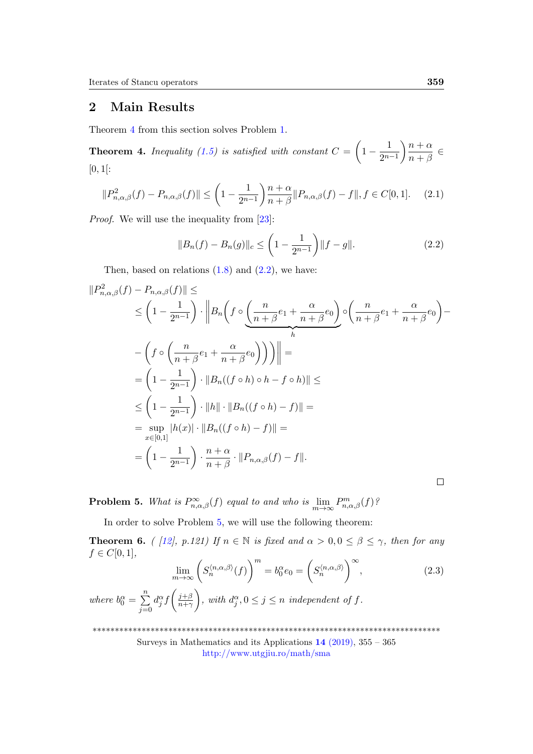## 2 Main Results

Theorem 4 from this section solves Problem 1.

**Theorem 4.** *Inequality (1.5) is satisfied with constant* $C = \left(1 - \dfrac{1}{2^{n-1}}\right)\dfrac{n+\alpha}{n+\beta} \in [0,1[$:

$$\|P^2_{n,\alpha,\beta}(f) - P_{n,\alpha,\beta}(f)\| \leq \left(1 - \frac{1}{2^{n-1}}\right)\frac{n+\alpha}{n+\beta}\|P_{n,\alpha,\beta}(f) - f\|, f \in C[0,1]. \quad (2.1)$$

*Proof.* We will use the inequality from [23]:

$$\|B_n(f) - B_n(g)\|_c \leq \left(1 - \frac{1}{2^{n-1}}\right)\|f - g\|. \quad (2.2)$$

Then, based on relations (1.8) and (2.2), we have:

$$\begin{aligned}
&\|P^2_{n,\alpha,\beta}(f) - P_{n,\alpha,\beta}(f)\| \leq \\
&\leq \left(1 - \frac{1}{2^{n-1}}\right) \cdot \left\| B_n\Bigg( f \circ \underbrace{\left(\frac{n}{n+\beta}e_1 + \frac{\alpha}{n+\beta}e_0\right)}_{h} \circ \left(\frac{n}{n+\beta}e_1 + \frac{\alpha}{n+\beta}e_0\right) - \right. \\
&\left. - \left(f \circ \left(\frac{n}{n+\beta}e_1 + \frac{\alpha}{n+\beta}e_0\right)\right)\Bigg)\right\| = \\
&= \left(1 - \frac{1}{2^{n-1}}\right) \cdot \|B_n((f \circ h) \circ h - f \circ h)\| \leq \\
&\leq \left(1 - \frac{1}{2^{n-1}}\right) \cdot \|h\| \cdot \|B_n((f \circ h) - f)\| = \\
&= \sup_{x \in [0,1]} |h(x)| \cdot \|B_n((f \circ h) - f)\| = \\
&= \left(1 - \frac{1}{2^{n-1}}\right) \cdot \frac{n+\alpha}{n+\beta} \cdot \|P_{n,\alpha,\beta}(f) - f\|.
\end{aligned}$$

□

**Problem 5.** *What is* $P^{\infty}_{n,\alpha,\beta}(f)$ *equal to and who is* $\lim\limits_{m\to\infty} P^m_{n,\alpha,\beta}(f)$*?*

In order to solve Problem 5, we will use the following theorem:

**Theorem 6.** *( [12], p.121) If* $n \in \mathbb{N}$ *is fixed and* $\alpha > 0, 0 \leq \beta \leq \gamma$*, then for any* $f \in C[0,1]$*,*

$$\lim_{m\to\infty}\left(S_n^{\langle n,\alpha,\beta\rangle}(f)\right)^m = b_0^\alpha e_0 = \left(S_n^{\langle n,\alpha,\beta\rangle}\right)^\infty, \quad (2.3)$$

*where* $b_0^\alpha = \sum\limits_{j=0}^{n} d_j^\alpha f\left(\frac{j+\beta}{n+\gamma}\right)$*, with* $d_j^\alpha, 0 \leq j \leq n$ *independent of* $f$*.*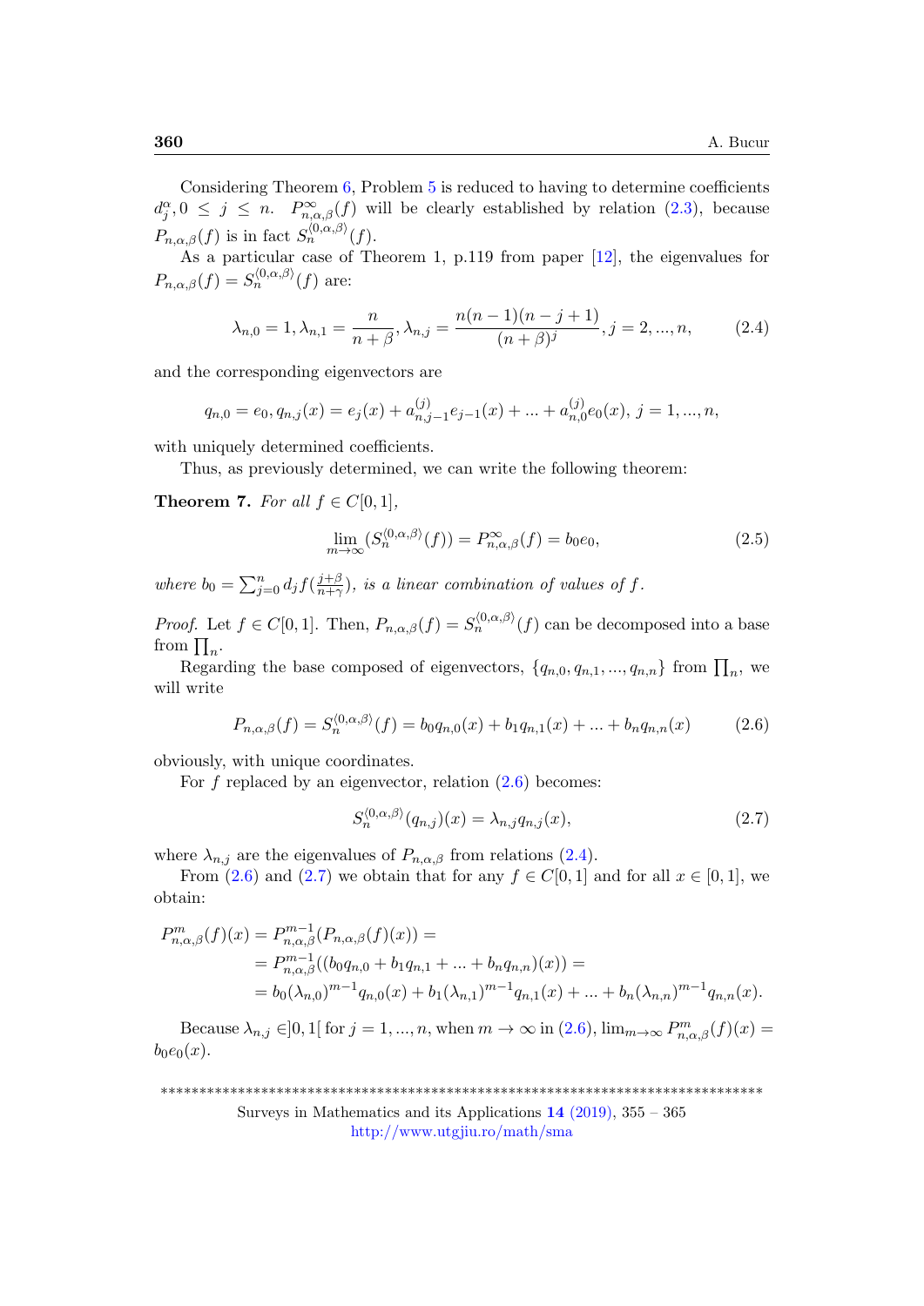Considering Theorem 6, Problem 5 is reduced to having to determine coefficients $d_j^\alpha, 0 \leq j \leq n$. $P_{n,\alpha,\beta}^\infty(f)$ will be clearly established by relation (2.3), because $P_{n,\alpha,\beta}(f)$ is in fact $S_n^{\langle 0,\alpha,\beta\rangle}(f)$.

As a particular case of Theorem 1, p.119 from paper [12], the eigenvalues for $P_{n,\alpha,\beta}(f) = S_n^{\langle 0,\alpha,\beta\rangle}(f)$ are:

$$\lambda_{n,0} = 1, \lambda_{n,1} = \frac{n}{n+\beta}, \lambda_{n,j} = \frac{n(n-1)(n-j+1)}{(n+\beta)^j}, j = 2, ..., n, \tag{2.4}$$

and the corresponding eigenvectors are

$$q_{n,0} = e_0, q_{n,j}(x) = e_j(x) + a_{n,j-1}^{(j)} e_{j-1}(x) + ... + a_{n,0}^{(j)} e_0(x),\ j = 1, ..., n,$$

with uniquely determined coefficients.

Thus, as previously determined, we can write the following theorem:

**Theorem 7.** *For all $f \in C[0,1]$,*

$$\lim_{m\to\infty}(S_n^{\langle 0,\alpha,\beta\rangle}(f)) = P_{n,\alpha,\beta}^\infty(f) = b_0 e_0, \tag{2.5}$$

*where $b_0 = \sum_{j=0}^n d_j f(\frac{j+\beta}{n+\gamma})$, is a linear combination of values of $f$.*

*Proof.* Let $f \in C[0,1]$. Then, $P_{n,\alpha,\beta}(f) = S_n^{\langle 0,\alpha,\beta\rangle}(f)$ can be decomposed into a base from $\prod_n$.

Regarding the base composed of eigenvectors, $\{q_{n,0}, q_{n,1}, ..., q_{n,n}\}$ from $\prod_n$, we will write

$$P_{n,\alpha,\beta}(f) = S_n^{\langle 0,\alpha,\beta\rangle}(f) = b_0 q_{n,0}(x) + b_1 q_{n,1}(x) + ... + b_n q_{n,n}(x) \tag{2.6}$$

obviously, with unique coordinates.

For $f$ replaced by an eigenvector, relation (2.6) becomes:

$$S_n^{\langle 0,\alpha,\beta\rangle}(q_{n,j})(x) = \lambda_{n,j} q_{n,j}(x), \tag{2.7}$$

where $\lambda_{n,j}$ are the eigenvalues of $P_{n,\alpha,\beta}$ from relations (2.4).

From (2.6) and (2.7) we obtain that for any $f \in C[0,1]$ and for all $x \in [0,1]$, we obtain:

$$\begin{aligned}
P_{n,\alpha,\beta}^m(f)(x) &= P_{n,\alpha,\beta}^{m-1}(P_{n,\alpha,\beta}(f)(x)) = \\
&= P_{n,\alpha,\beta}^{m-1}((b_0 q_{n,0} + b_1 q_{n,1} + ... + b_n q_{n,n})(x)) = \\
&= b_0(\lambda_{n,0})^{m-1} q_{n,0}(x) + b_1(\lambda_{n,1})^{m-1} q_{n,1}(x) + ... + b_n(\lambda_{n,n})^{m-1} q_{n,n}(x).
\end{aligned}$$

Because $\lambda_{n,j} \in ]0,1[$ for $j = 1, ..., n$, when $m \to \infty$ in (2.6), $\lim_{m\to\infty} P_{n,\alpha,\beta}^m(f)(x) = b_0 e_0(x)$.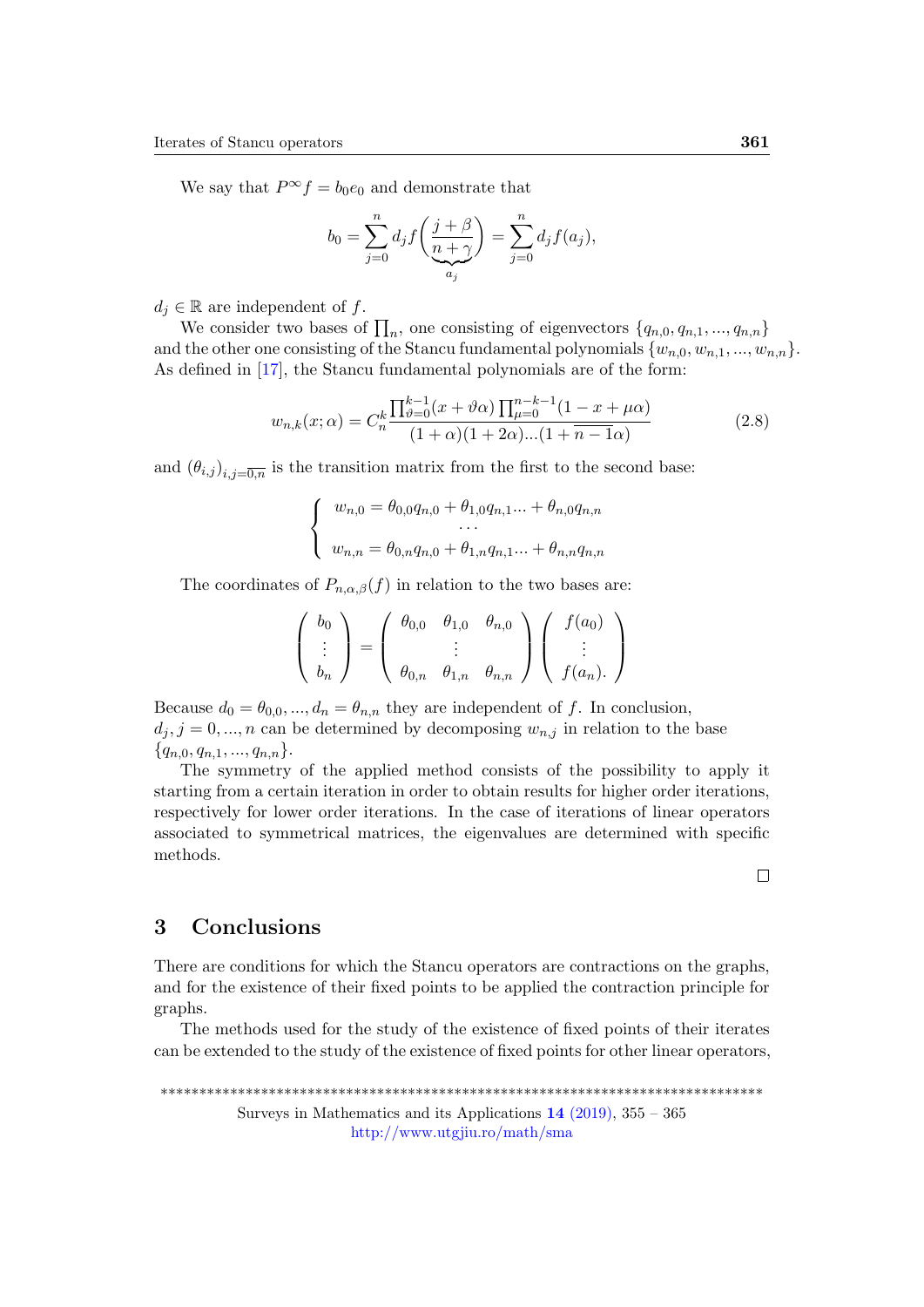We say that $P^{\infty}f = b_0 e_0$ and demonstrate that

$$b_0 = \sum_{j=0}^{n} d_j f\Bigg(\underbrace{\frac{j+\beta}{n+\gamma}}_{a_j}\Bigg) = \sum_{j=0}^{n} d_j f(a_j),$$

$d_j \in \mathbb{R}$ are independent of $f$.

We consider two bases of $\prod_n$, one consisting of eigenvectors $\{q_{n,0}, q_{n,1}, ..., q_{n,n}\}$ and the other one consisting of the Stancu fundamental polynomials $\{w_{n,0}, w_{n,1}, ..., w_{n,n}\}$. As defined in [17], the Stancu fundamental polynomials are of the form:

$$w_{n,k}(x;\alpha) = C_n^k \frac{\prod_{\vartheta=0}^{k-1}(x+\vartheta\alpha)\prod_{\mu=0}^{n-k-1}(1-x+\mu\alpha)}{(1+\alpha)(1+2\alpha)...(1+\overline{n-1}\alpha)} \tag{2.8}$$

and $(\theta_{i,j})_{i,j=\overline{0,n}}$ is the transition matrix from the first to the second base:

$$\begin{cases} w_{n,0} = \theta_{0,0}q_{n,0} + \theta_{1,0}q_{n,1} ... + \theta_{n,0}q_{n,n} \\ \quad \cdots \\ w_{n,n} = \theta_{0,n}q_{n,0} + \theta_{1,n}q_{n,1} ... + \theta_{n,n}q_{n,n} \end{cases}$$

The coordinates of $P_{n,\alpha,\beta}(f)$ in relation to the two bases are:

$$\begin{pmatrix} b_0 \\ \vdots \\ b_n \end{pmatrix} = \begin{pmatrix} \theta_{0,0} & \theta_{1,0} & \theta_{n,0} \\ & \vdots & \\ \theta_{0,n} & \theta_{1,n} & \theta_{n,n} \end{pmatrix} \begin{pmatrix} f(a_0) \\ \vdots \\ f(a_n). \end{pmatrix}$$

Because $d_0 = \theta_{0,0}, ..., d_n = \theta_{n,n}$ they are independent of $f$. In conclusion, $d_j, j = 0, ..., n$ can be determined by decomposing $w_{n,j}$ in relation to the base $\{q_{n,0}, q_{n,1}, ..., q_{n,n}\}$.

The symmetry of the applied method consists of the possibility to apply it starting from a certain iteration in order to obtain results for higher order iterations, respectively for lower order iterations. In the case of iterations of linear operators associated to symmetrical matrices, the eigenvalues are determined with specific methods.

□

# 3 Conclusions

There are conditions for which the Stancu operators are contractions on the graphs, and for the existence of their fixed points to be applied the contraction principle for graphs.

The methods used for the study of the existence of fixed points of their iterates can be extended to the study of the existence of fixed points for other linear operators,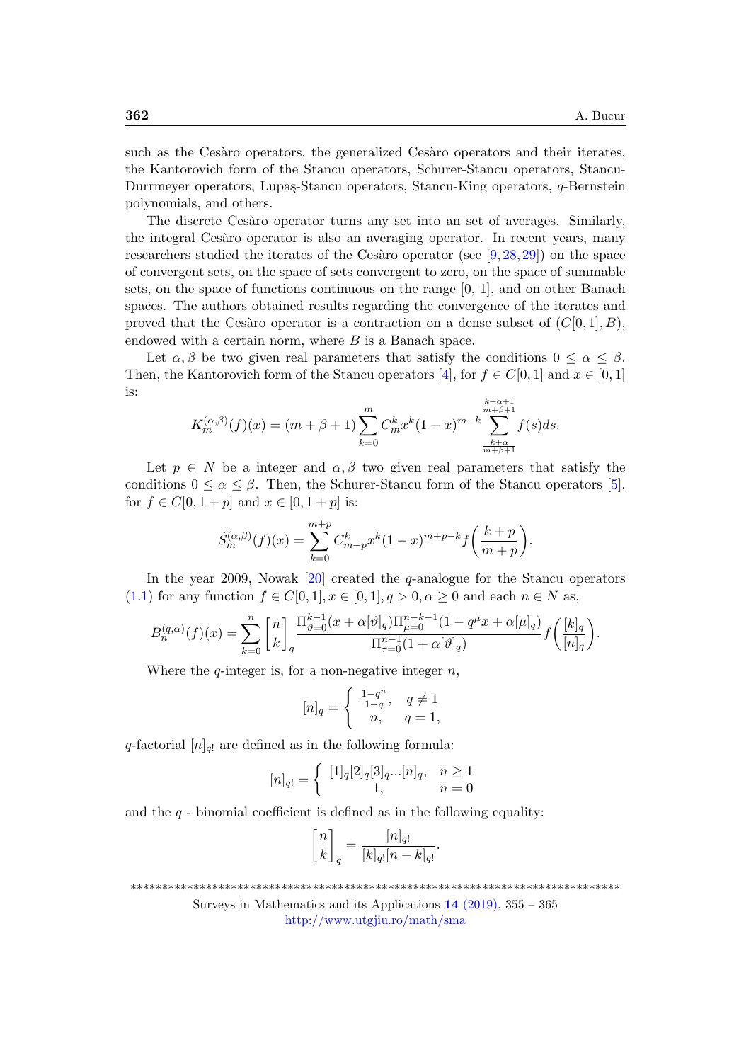such as the Cesàro operators, the generalized Cesàro operators and their iterates, the Kantorovich form of the Stancu operators, Schurer-Stancu operators, Stancu-Durrmeyer operators, Lupaş-Stancu operators, Stancu-King operators, $q$-Bernstein polynomials, and others.

The discrete Cesàro operator turns any set into an set of averages. Similarly, the integral Cesàro operator is also an averaging operator. In recent years, many researchers studied the iterates of the Cesàro operator (see [9, 28, 29]) on the space of convergent sets, on the space of sets convergent to zero, on the space of summable sets, on the space of functions continuous on the range [0, 1], and on other Banach spaces. The authors obtained results regarding the convergence of the iterates and proved that the Cesàro operator is a contraction on a dense subset of $(C[0,1], B)$, endowed with a certain norm, where $B$ is a Banach space.

Let $\alpha, \beta$ be two given real parameters that satisfy the conditions $0 \leq \alpha \leq \beta$. Then, the Kantorovich form of the Stancu operators [4], for $f \in C[0,1]$ and $x \in [0,1]$ is:

$$K_m^{(\alpha,\beta)}(f)(x) = (m+\beta+1)\sum_{k=0}^{m} C_m^k x^k (1-x)^{m-k} \sum_{\frac{k+\alpha}{m+\beta+1}}^{\frac{k+\alpha+1}{m+\beta+1}} f(s)ds.$$

Let $p \in N$ be a integer and $\alpha, \beta$ two given real parameters that satisfy the conditions $0 \leq \alpha \leq \beta$. Then, the Schurer-Stancu form of the Stancu operators [5], for $f \in C[0, 1+p]$ and $x \in [0, 1+p]$ is:

$$\tilde{S}_m^{(\alpha,\beta)}(f)(x) = \sum_{k=0}^{m+p} C_{m+p}^k x^k (1-x)^{m+p-k} f\left(\frac{k+p}{m+p}\right).$$

In the year 2009, Nowak [20] created the $q$-analogue for the Stancu operators (1.1) for any function $f \in C[0,1], x \in [0,1], q > 0, \alpha \geq 0$ and each $n \in N$ as,

$$B_n^{(q,\alpha)}(f)(x) = \sum_{k=0}^{n} \begin{bmatrix} n \\ k \end{bmatrix}_q \frac{\Pi_{\vartheta=0}^{k-1}(x+\alpha[\vartheta]_q)\Pi_{\mu=0}^{n-k-1}(1-q^\mu x+\alpha[\mu]_q)}{\Pi_{\tau=0}^{n-1}(1+\alpha[\vartheta]_q)} f\left(\frac{[k]_q}{[n]_q}\right).$$

Where the $q$-integer is, for a non-negative integer $n$,

$$[n]_q = \begin{cases} \frac{1-q^n}{1-q}, & q \neq 1 \\ n, & q = 1, \end{cases}$$

$q$-factorial $[n]_{q!}$ are defined as in the following formula:

$$[n]_{q!} = \begin{cases} [1]_q[2]_q[3]_q...[n]_q, & n \geq 1 \\ 1, & n = 0 \end{cases}$$

and the $q$ - binomial coefficient is defined as in the following equality:

$$\begin{bmatrix} n \\ k \end{bmatrix}_q = \frac{[n]_{q!}}{[k]_{q!}[n-k]_{q!}}.$$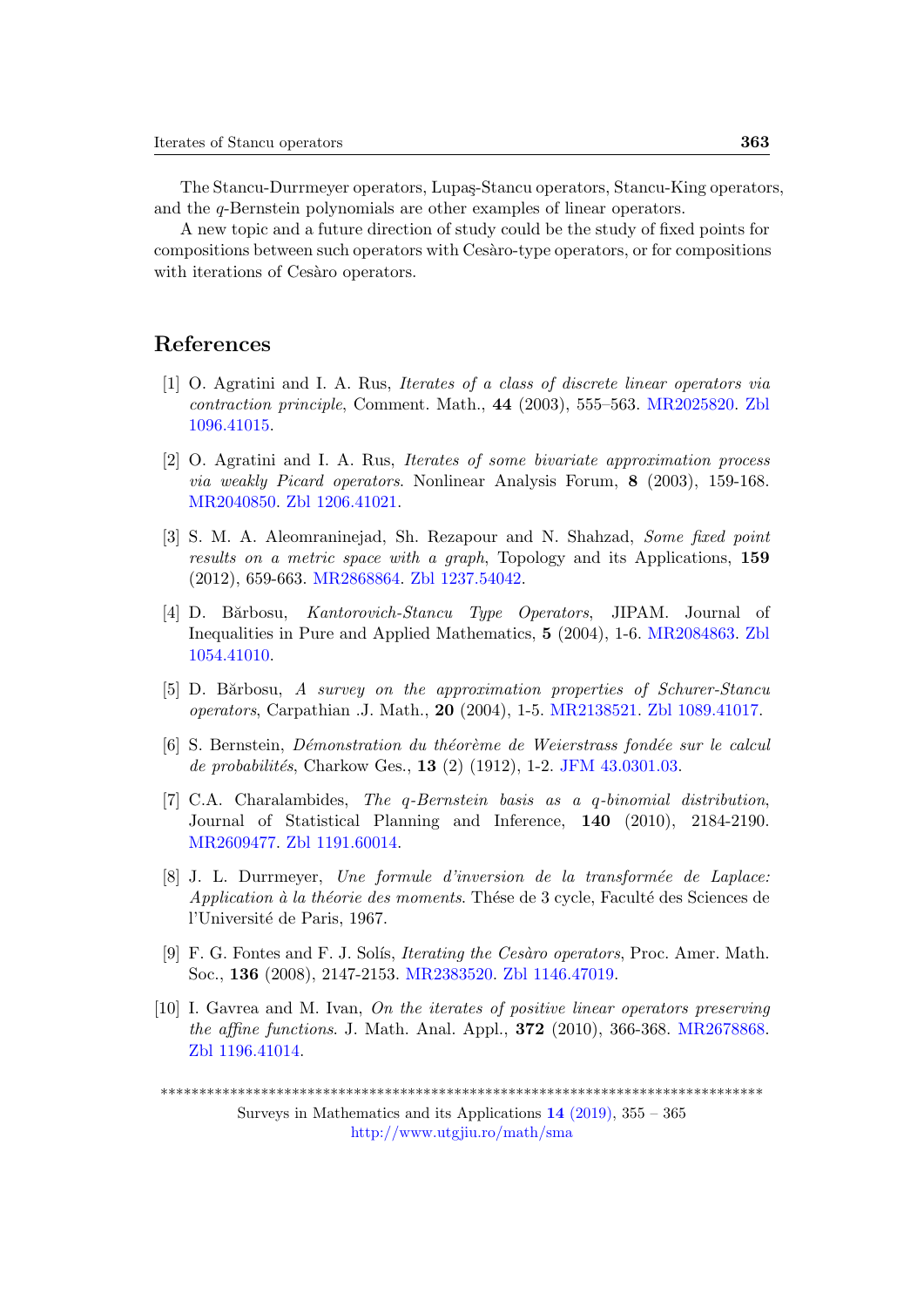The Stancu-Durrmeyer operators, Lupaş-Stancu operators, Stancu-King operators, and the $q$-Bernstein polynomials are other examples of linear operators.

A new topic and a future direction of study could be the study of fixed points for compositions between such operators with Cesàro-type operators, or for compositions with iterations of Cesàro operators.

## References

[1] O. Agratini and I. A. Rus, *Iterates of a class of discrete linear operators via contraction principle*, Comment. Math., **44** (2003), 555–563. MR2025820. Zbl 1096.41015.

[2] O. Agratini and I. A. Rus, *Iterates of some bivariate approximation process via weakly Picard operators*. Nonlinear Analysis Forum, **8** (2003), 159-168. MR2040850. Zbl 1206.41021.

[3] S. M. A. Aleomraninejad, Sh. Rezapour and N. Shahzad, *Some fixed point results on a metric space with a graph*, Topology and its Applications, **159** (2012), 659-663. MR2868864. Zbl 1237.54042.

[4] D. Bărbosu, *Kantorovich-Stancu Type Operators*, JIPAM. Journal of Inequalities in Pure and Applied Mathematics, **5** (2004), 1-6. MR2084863. Zbl 1054.41010.

[5] D. Bărbosu, *A survey on the approximation properties of Schurer-Stancu operators*, Carpathian .J. Math., **20** (2004), 1-5. MR2138521. Zbl 1089.41017.

[6] S. Bernstein, *Démonstration du théorème de Weierstrass fondée sur le calcul de probabilités*, Charkow Ges., **13** (2) (1912), 1-2. JFM 43.0301.03.

[7] C.A. Charalambides, *The q-Bernstein basis as a q-binomial distribution*, Journal of Statistical Planning and Inference, **140** (2010), 2184-2190. MR2609477. Zbl 1191.60014.

[8] J. L. Durrmeyer, *Une formule d'inversion de la transformée de Laplace: Application à la théorie des moments.* Thése de 3 cycle, Faculté des Sciences de l'Université de Paris, 1967.

[9] F. G. Fontes and F. J. Solís, *Iterating the Cesàro operators*, Proc. Amer. Math. Soc., **136** (2008), 2147-2153. MR2383520. Zbl 1146.47019.

[10] I. Gavrea and M. Ivan, *On the iterates of positive linear operators preserving the affine functions*. J. Math. Anal. Appl., **372** (2010), 366-368. MR2678868. Zbl 1196.41014.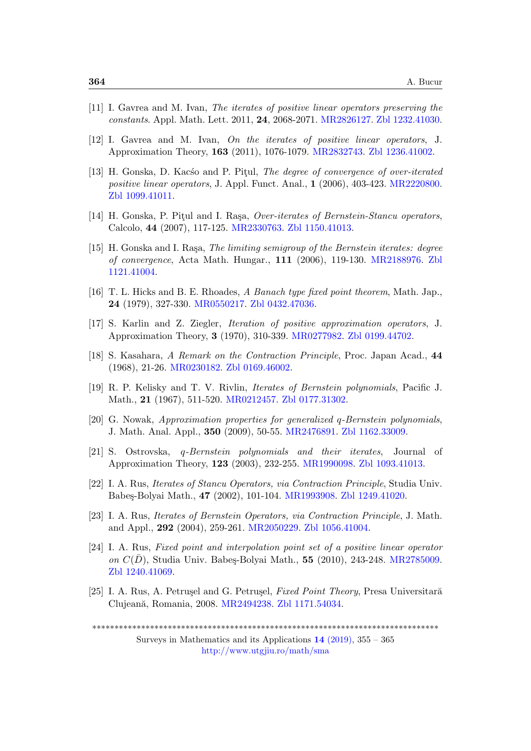[11] I. Gavrea and M. Ivan, *The iterates of positive linear operators preserving the constants*. Appl. Math. Lett. 2011, **24**, 2068-2071. MR2826127. Zbl 1232.41030.

[12] I. Gavrea and M. Ivan, *On the iterates of positive linear operators*, J. Approximation Theory, **163** (2011), 1076-1079. MR2832743. Zbl 1236.41002.

[13] H. Gonska, D. Kacśo and P. Piţul, *The degree of convergence of over-iterated positive linear operators*, J. Appl. Funct. Anal., **1** (2006), 403-423. MR2220800. Zbl 1099.41011.

[14] H. Gonska, P. Piţul and I. Raşa, *Over-iterates of Bernstein-Stancu operators*, Calcolo, **44** (2007), 117-125. MR2330763. Zbl 1150.41013.

[15] H. Gonska and I. Raşa, *The limiting semigroup of the Bernstein iterates: degree of convergence*, Acta Math. Hungar., **111** (2006), 119-130. MR2188976. Zbl 1121.41004.

[16] T. L. Hicks and B. E. Rhoades, *A Banach type fixed point theorem*, Math. Jap., **24** (1979), 327-330. MR0550217. Zbl 0432.47036.

[17] S. Karlin and Z. Ziegler, *Iteration of positive approximation operators*, J. Approximation Theory, **3** (1970), 310-339. MR0277982. Zbl 0199.44702.

[18] S. Kasahara, *A Remark on the Contraction Principle*, Proc. Japan Acad., **44** (1968), 21-26. MR0230182. Zbl 0169.46002.

[19] R. P. Kelisky and T. V. Rivlin, *Iterates of Bernstein polynomials*, Pacific J. Math., **21** (1967), 511-520. MR0212457. Zbl 0177.31302.

[20] G. Nowak, *Approximation properties for generalized q-Bernstein polynomials*, J. Math. Anal. Appl., **350** (2009), 50-55. MR2476891. Zbl 1162.33009.

[21] S. Ostrovska, *q-Bernstein polynomials and their iterates*, Journal of Approximation Theory, **123** (2003), 232-255. MR1990098. Zbl 1093.41013.

[22] I. A. Rus, *Iterates of Stancu Operators, via Contraction Principle*, Studia Univ. Babeş-Bolyai Math., **47** (2002), 101-104. MR1993908. Zbl 1249.41020.

[23] I. A. Rus, *Iterates of Bernstein Operators, via Contraction Principle*, J. Math. and Appl., **292** (2004), 259-261. MR2050229. Zbl 1056.41004.

[24] I. A. Rus, *Fixed point and interpolation point set of a positive linear operator on $C(\bar{D})$*, Studia Univ. Babeş-Bolyai Math., **55** (2010), 243-248. MR2785009. Zbl 1240.41069.

[25] I. A. Rus, A. Petruşel and G. Petruşel, *Fixed Point Theory*, Presa Universitară Clujeană, Romania, 2008. MR2494238. Zbl 1171.54034.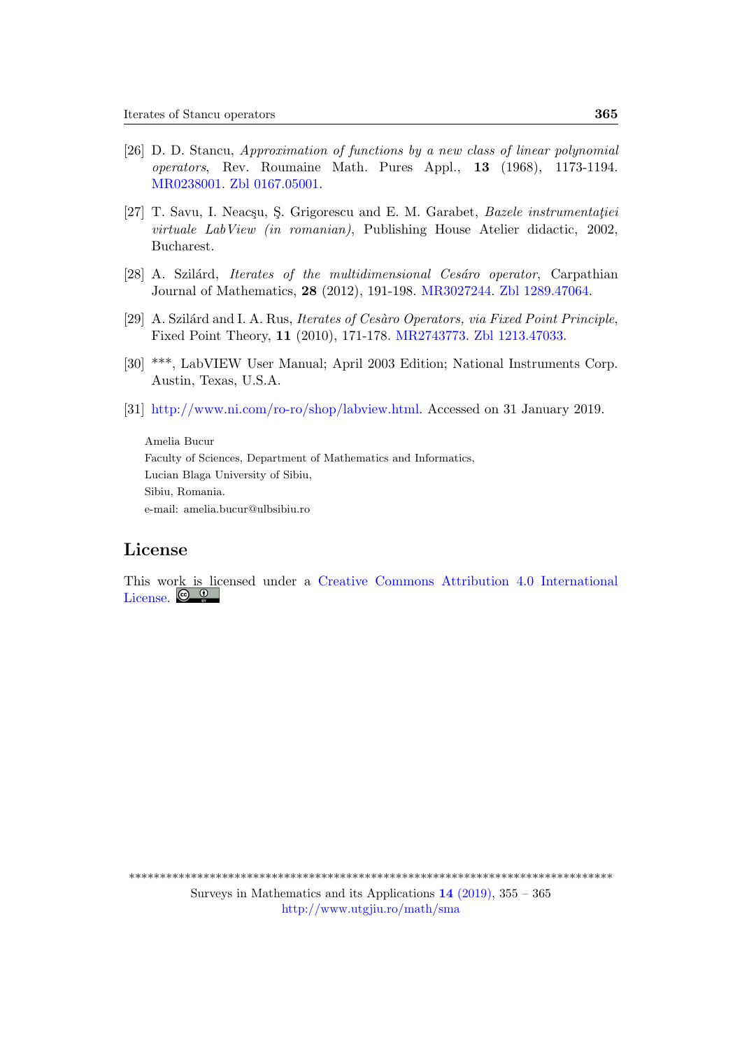[26] D. D. Stancu, *Approximation of functions by a new class of linear polynomial operators*, Rev. Roumaine Math. Pures Appl., **13** (1968), 1173-1194. MR0238001. Zbl 0167.05001.

[27] T. Savu, I. Neacşu, Ş. Grigorescu and E. M. Garabet, *Bazele instrumentaţiei virtuale LabView (in romanian)*, Publishing House Atelier didactic, 2002, Bucharest.

[28] A. Szilárd, *Iterates of the multidimensional Cesáro operator*, Carpathian Journal of Mathematics, **28** (2012), 191-198. MR3027244. Zbl 1289.47064.

[29] A. Szilárd and I. A. Rus, *Iterates of Cesàro Operators, via Fixed Point Principle*, Fixed Point Theory, **11** (2010), 171-178. MR2743773. Zbl 1213.47033.

[30] ***, LabVIEW User Manual; April 2003 Edition; National Instruments Corp. Austin, Texas, U.S.A.

[31] http://www.ni.com/ro-ro/shop/labview.html. Accessed on 31 January 2019.

Amelia Bucur
Faculty of Sciences, Department of Mathematics and Informatics,
Lucian Blaga University of Sibiu,
Sibiu, Romania.
e-mail: amelia.bucur@ulbsibiu.ro

## License

This work is licensed under a Creative Commons Attribution 4.0 International License.